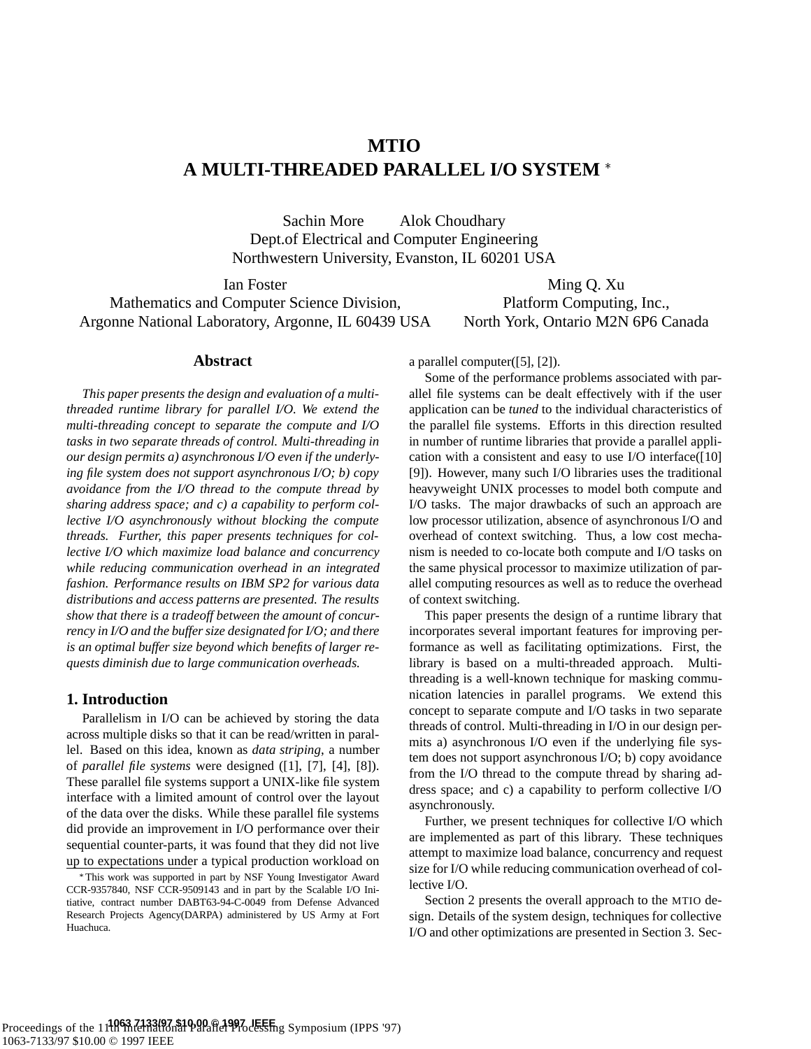# MTIO
# A MULTI-THREADED PARALLEL I/O SYSTEM *

Sachin More     Alok Choudhary
Dept.of Electrical and Computer Engineering
Northwestern University, Evanston, IL 60201 USA

Ian Foster
Mathematics and Computer Science Division,
Argonne National Laboratory, Argonne, IL 60439 USA

Ming Q. Xu
Platform Computing, Inc.,
North York, Ontario M2N 6P6 Canada

## Abstract

*This paper presents the design and evaluation of a multi-threaded runtime library for parallel I/O. We extend the multi-threading concept to separate the compute and I/O tasks in two separate threads of control. Multi-threading in our design permits a) asynchronous I/O even if the underlying file system does not support asynchronous I/O; b) copy avoidance from the I/O thread to the compute thread by sharing address space; and c) a capability to perform collective I/O asynchronously without blocking the compute threads. Further, this paper presents techniques for collective I/O which maximize load balance and concurrency while reducing communication overhead in an integrated fashion. Performance results on IBM SP2 for various data distributions and access patterns are presented. The results show that there is a tradeoff between the amount of concurrency in I/O and the buffer size designated for I/O; and there is an optimal buffer size beyond which benefits of larger requests diminish due to large communication overheads.*

## 1. Introduction

Parallelism in I/O can be achieved by storing the data across multiple disks so that it can be read/written in parallel. Based on this idea, known as *data striping*, a number of *parallel file systems* were designed ([1], [7], [4], [8]). These parallel file systems support a UNIX-like file system interface with a limited amount of control over the layout of the data over the disks. While these parallel file systems did provide an improvement in I/O performance over their sequential counter-parts, it was found that they did not live up to expectations under a typical production workload on a parallel computer([5], [2]).

Some of the performance problems associated with parallel file systems can be dealt effectively with if the user application can be *tuned* to the individual characteristics of the parallel file systems. Efforts in this direction resulted in number of runtime libraries that provide a parallel application with a consistent and easy to use I/O interface([10] [9]). However, many such I/O libraries uses the traditional heavyweight UNIX processes to model both compute and I/O tasks. The major drawbacks of such an approach are low processor utilization, absence of asynchronous I/O and overhead of context switching. Thus, a low cost mechanism is needed to co-locate both compute and I/O tasks on the same physical processor to maximize utilization of parallel computing resources as well as to reduce the overhead of context switching.

This paper presents the design of a runtime library that incorporates several important features for improving performance as well as facilitating optimizations. First, the library is based on a multi-threaded approach. Multi-threading is a well-known technique for masking communication latencies in parallel programs. We extend this concept to separate compute and I/O tasks in two separate threads of control. Multi-threading in I/O in our design permits a) asynchronous I/O even if the underlying file system does not support asynchronous I/O; b) copy avoidance from the I/O thread to the compute thread by sharing address space; and c) a capability to perform collective I/O asynchronously.

Further, we present techniques for collective I/O which are implemented as part of this library. These techniques attempt to maximize load balance, concurrency and request size for I/O while reducing communication overhead of collective I/O.

Section 2 presents the overall approach to the MTIO design. Details of the system design, techniques for collective I/O and other optimizations are presented in Section 3. Sec-

*This work was supported in part by NSF Young Investigator Award CCR-9357840, NSF CCR-9509143 and in part by the Scalable I/O Initiative, contract number DABT63-94-C-0049 from Defense Advanced Research Projects Agency(DARPA) administered by US Army at Fort Huachuca.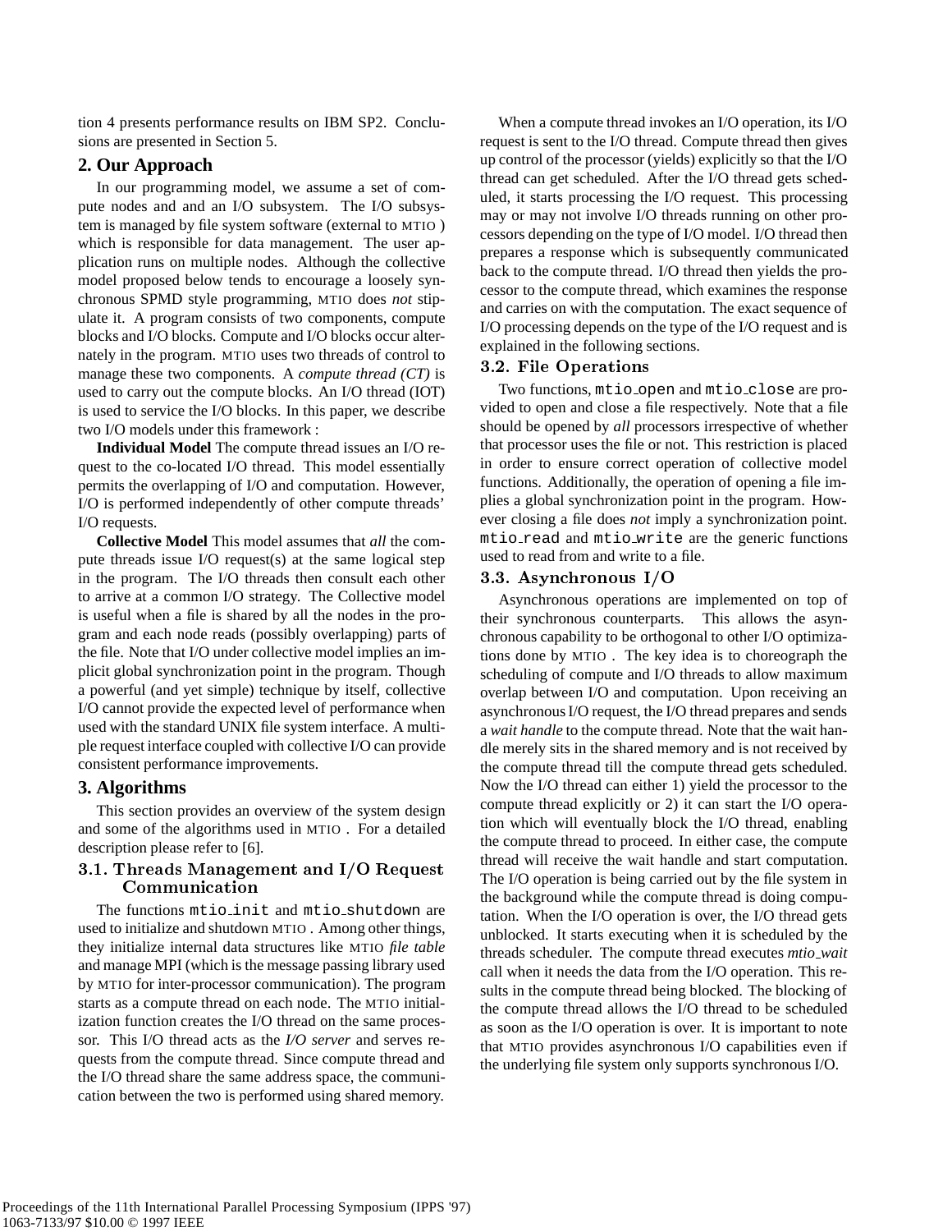tion 4 presents performance results on IBM SP2. Conclusions are presented in Section 5.

## 2. Our Approach

In our programming model, we assume a set of compute nodes and and an I/O subsystem. The I/O subsystem is managed by file system software (external to MTIO ) which is responsible for data management. The user application runs on multiple nodes. Although the collective model proposed below tends to encourage a loosely synchronous SPMD style programming, MTIO does *not* stipulate it. A program consists of two components, compute blocks and I/O blocks. Compute and I/O blocks occur alternately in the program. MTIO uses two threads of control to manage these two components. A *compute thread (CT)* is used to carry out the compute blocks. An I/O thread (IOT) is used to service the I/O blocks. In this paper, we describe two I/O models under this framework :

**Individual Model** The compute thread issues an I/O request to the co-located I/O thread. This model essentially permits the overlapping of I/O and computation. However, I/O is performed independently of other compute threads' I/O requests.

**Collective Model** This model assumes that *all* the compute threads issue I/O request(s) at the same logical step in the program. The I/O threads then consult each other to arrive at a common I/O strategy. The Collective model is useful when a file is shared by all the nodes in the program and each node reads (possibly overlapping) parts of the file. Note that I/O under collective model implies an implicit global synchronization point in the program. Though a powerful (and yet simple) technique by itself, collective I/O cannot provide the expected level of performance when used with the standard UNIX file system interface. A multiple request interface coupled with collective I/O can provide consistent performance improvements.

## 3. Algorithms

This section provides an overview of the system design and some of the algorithms used in MTIO . For a detailed description please refer to [6].

### 3.1. Threads Management and I/O Request Communication

The functions `mtio_init` and `mtio_shutdown` are used to initialize and shutdown MTIO . Among other things, they initialize internal data structures like MTIO *file table* and manage MPI (which is the message passing library used by MTIO for inter-processor communication). The program starts as a compute thread on each node. The MTIO initialization function creates the I/O thread on the same processor. This I/O thread acts as the *I/O server* and serves requests from the compute thread. Since compute thread and the I/O thread share the same address space, the communication between the two is performed using shared memory.

When a compute thread invokes an I/O operation, its I/O request is sent to the I/O thread. Compute thread then gives up control of the processor (yields) explicitly so that the I/O thread can get scheduled. After the I/O thread gets scheduled, it starts processing the I/O request. This processing may or may not involve I/O threads running on other processors depending on the type of I/O model. I/O thread then prepares a response which is subsequently communicated back to the compute thread. I/O thread then yields the processor to the compute thread, which examines the response and carries on with the computation. The exact sequence of I/O processing depends on the type of the I/O request and is explained in the following sections.

### 3.2. File Operations

Two functions, `mtio_open` and `mtio_close` are provided to open and close a file respectively. Note that a file should be opened by *all* processors irrespective of whether that processor uses the file or not. This restriction is placed in order to ensure correct operation of collective model functions. Additionally, the operation of opening a file implies a global synchronization point in the program. However closing a file does *not* imply a synchronization point. `mtio_read` and `mtio_write` are the generic functions used to read from and write to a file.

### 3.3. Asynchronous I/O

Asynchronous operations are implemented on top of their synchronous counterparts. This allows the asynchronous capability to be orthogonal to other I/O optimizations done by MTIO . The key idea is to choreograph the scheduling of compute and I/O threads to allow maximum overlap between I/O and computation. Upon receiving an asynchronous I/O request, the I/O thread prepares and sends a *wait handle* to the compute thread. Note that the wait handle merely sits in the shared memory and is not received by the compute thread till the compute thread gets scheduled. Now the I/O thread can either 1) yield the processor to the compute thread explicitly or 2) it can start the I/O operation which will eventually block the I/O thread, enabling the compute thread to proceed. In either case, the compute thread will receive the wait handle and start computation. The I/O operation is being carried out by the file system in the background while the compute thread is doing computation. When the I/O operation is over, the I/O thread gets unblocked. It starts executing when it is scheduled by the threads scheduler. The compute thread executes *mtio_wait* call when it needs the data from the I/O operation. This results in the compute thread being blocked. The blocking of the compute thread allows the I/O thread to be scheduled as soon as the I/O operation is over. It is important to note that MTIO provides asynchronous I/O capabilities even if the underlying file system only supports synchronous I/O.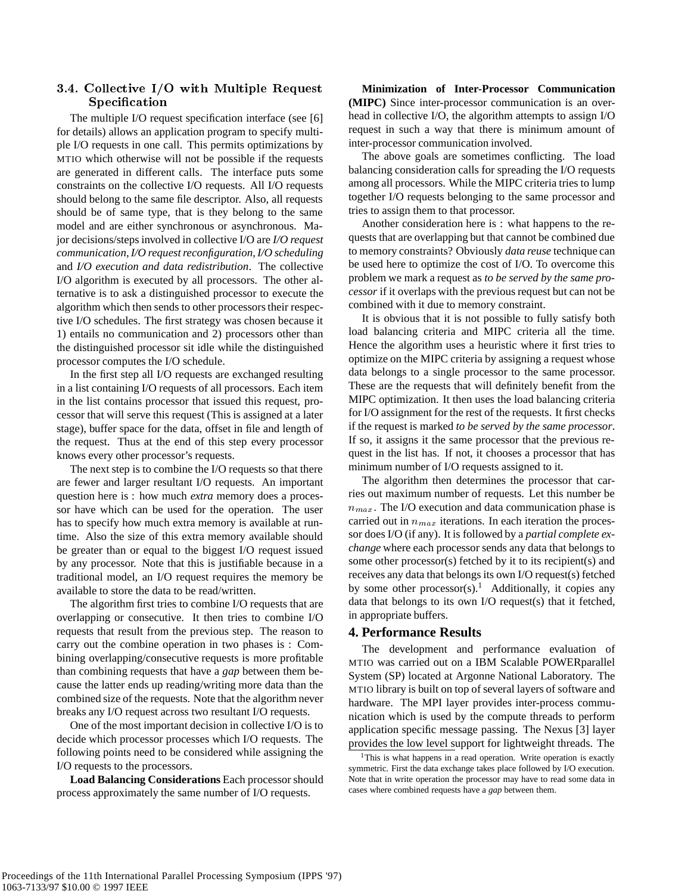### 3.4. Collective I/O with Multiple Request Specification

The multiple I/O request specification interface (see [6] for details) allows an application program to specify multiple I/O requests in one call. This permits optimizations by MTIO which otherwise will not be possible if the requests are generated in different calls. The interface puts some constraints on the collective I/O requests. All I/O requests should belong to the same file descriptor. Also, all requests should be of same type, that is they belong to the same model and are either synchronous or asynchronous. Major decisions/steps involved in collective I/O are *I/O request communication*, *I/O request reconfiguration*, *I/O scheduling* and *I/O execution and data redistribution*. The collective I/O algorithm is executed by all processors. The other alternative is to ask a distinguished processor to execute the algorithm which then sends to other processors their respective I/O schedules. The first strategy was chosen because it 1) entails no communication and 2) processors other than the distinguished processor sit idle while the distinguished processor computes the I/O schedule.

In the first step all I/O requests are exchanged resulting in a list containing I/O requests of all processors. Each item in the list contains processor that issued this request, processor that will serve this request (This is assigned at a later stage), buffer space for the data, offset in file and length of the request. Thus at the end of this step every processor knows every other processor's requests.

The next step is to combine the I/O requests so that there are fewer and larger resultant I/O requests. An important question here is : how much *extra* memory does a processor have which can be used for the operation. The user has to specify how much extra memory is available at runtime. Also the size of this extra memory available should be greater than or equal to the biggest I/O request issued by any processor. Note that this is justifiable because in a traditional model, an I/O request requires the memory be available to store the data to be read/written.

The algorithm first tries to combine I/O requests that are overlapping or consecutive. It then tries to combine I/O requests that result from the previous step. The reason to carry out the combine operation in two phases is : Combining overlapping/consecutive requests is more profitable than combining requests that have a *gap* between them because the latter ends up reading/writing more data than the combined size of the requests. Note that the algorithm never breaks any I/O request across two resultant I/O requests.

One of the most important decision in collective I/O is to decide which processor processes which I/O requests. The following points need to be considered while assigning the I/O requests to the processors.

**Load Balancing Considerations** Each processor should process approximately the same number of I/O requests.

**Minimization of Inter-Processor Communication (MIPC)** Since inter-processor communication is an overhead in collective I/O, the algorithm attempts to assign I/O request in such a way that there is minimum amount of inter-processor communication involved.

The above goals are sometimes conflicting. The load balancing consideration calls for spreading the I/O requests among all processors. While the MIPC criteria tries to lump together I/O requests belonging to the same processor and tries to assign them to that processor.

Another consideration here is : what happens to the requests that are overlapping but that cannot be combined due to memory constraints? Obviously *data reuse* technique can be used here to optimize the cost of I/O. To overcome this problem we mark a request as *to be served by the same processor* if it overlaps with the previous request but can not be combined with it due to memory constraint.

It is obvious that it is not possible to fully satisfy both load balancing criteria and MIPC criteria all the time. Hence the algorithm uses a heuristic where it first tries to optimize on the MIPC criteria by assigning a request whose data belongs to a single processor to the same processor. These are the requests that will definitely benefit from the MIPC optimization. It then uses the load balancing criteria for I/O assignment for the rest of the requests. It first checks if the request is marked *to be served by the same processor*. If so, it assigns it the same processor that the previous request in the list has. If not, it chooses a processor that has minimum number of I/O requests assigned to it.

The algorithm then determines the processor that carries out maximum number of requests. Let this number be $n_{max}$. The I/O execution and data communication phase is carried out in $n_{max}$ iterations. In each iteration the processor does I/O (if any). It is followed by a *partial complete exchange* where each processor sends any data that belongs to some other processor(s) fetched by it to its recipient(s) and receives any data that belongs its own I/O request(s) fetched by some other processor(s).[1] Additionally, it copies any data that belongs to its own I/O request(s) that it fetched, in appropriate buffers.

## 4. Performance Results

The development and performance evaluation of MTIO was carried out on a IBM Scalable POWERparallel System (SP) located at Argonne National Laboratory. The MTIO library is built on top of several layers of software and hardware. The MPI layer provides inter-process communication which is used by the compute threads to perform application specific message passing. The Nexus [3] layer provides the low level support for lightweight threads. The

[1] This is what happens in a read operation. Write operation is exactly symmetric. First the data exchange takes place followed by I/O execution. Note that in write operation the processor may have to read some data in cases where combined requests have a *gap* between them.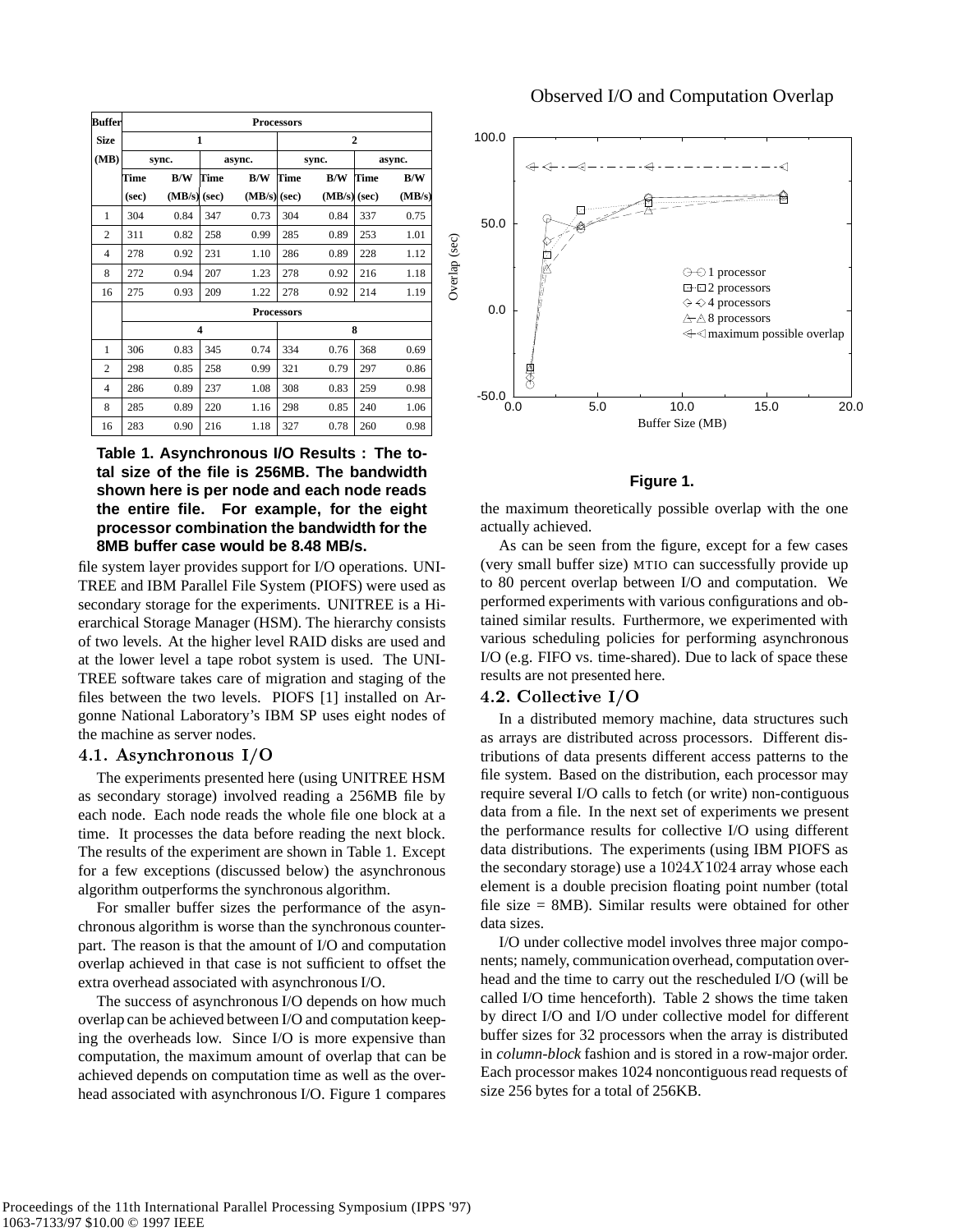| Buffer Size (MB) | Processors | | | | | | | |
|---|---|---|---|---|---|---|---|---|
| | 1 | | | | 2 | | | |
| | sync. | | async. | | sync. | | async. | |
| | Time (sec) | B/W (MB/s) | Time (sec) | B/W (MB/s) | Time (sec) | B/W (MB/s) | Time (sec) | B/W (MB/s) |
| 1 | 304 | 0.84 | 347 | 0.73 | 304 | 0.84 | 337 | 0.75 |
| 2 | 311 | 0.82 | 258 | 0.99 | 285 | 0.89 | 253 | 1.01 |
| 4 | 278 | 0.92 | 231 | 1.10 | 286 | 0.89 | 228 | 1.12 |
| 8 | 272 | 0.94 | 207 | 1.23 | 278 | 0.92 | 216 | 1.18 |
| 16 | 275 | 0.93 | 209 | 1.22 | 278 | 0.92 | 214 | 1.19 |
| | Processors | | | | | | | |
| | 4 | | | | 8 | | | |
| 1 | 306 | 0.83 | 345 | 0.74 | 334 | 0.76 | 368 | 0.69 |
| 2 | 298 | 0.85 | 258 | 0.99 | 321 | 0.79 | 297 | 0.86 |
| 4 | 286 | 0.89 | 237 | 1.08 | 308 | 0.83 | 259 | 0.98 |
| 8 | 285 | 0.89 | 220 | 1.16 | 298 | 0.85 | 240 | 1.06 |
| 16 | 283 | 0.90 | 216 | 1.18 | 327 | 0.78 | 260 | 0.98 |

**Table 1. Asynchronous I/O Results : The total size of the file is 256MB. The bandwidth shown here is per node and each node reads the entire file. For example, for the eight processor combination the bandwidth for the 8MB buffer case would be 8.48 MB/s.**

file system layer provides support for I/O operations. UNITREE and IBM Parallel File System (PIOFS) were used as secondary storage for the experiments. UNITREE is a Hierarchical Storage Manager (HSM). The hierarchy consists of two levels. At the higher level RAID disks are used and at the lower level a tape robot system is used. The UNITREE software takes care of migration and staging of the files between the two levels. PIOFS [1] installed on Argonne National Laboratory's IBM SP uses eight nodes of the machine as server nodes.

### 4.1. Asynchronous I/O

The experiments presented here (using UNITREE HSM as secondary storage) involved reading a 256MB file by each node. Each node reads the whole file one block at a time. It processes the data before reading the next block. The results of the experiment are shown in Table 1. Except for a few exceptions (discussed below) the asynchronous algorithm outperforms the synchronous algorithm.

For smaller buffer sizes the performance of the asynchronous algorithm is worse than the synchronous counterpart. The reason is that the amount of I/O and computation overlap achieved in that case is not sufficient to offset the extra overhead associated with asynchronous I/O.

The success of asynchronous I/O depends on how much overlap can be achieved between I/O and computation keeping the overheads low. Since I/O is more expensive than computation, the maximum amount of overlap that can be achieved depends on computation time as well as the overhead associated with asynchronous I/O. Figure 1 compares the maximum theoretically possible overlap with the one actually achieved.

Observed I/O and Computation Overlap

**Figure 1.**

As can be seen from the figure, except for a few cases (very small buffer size) MTIO can successfully provide up to 80 percent overlap between I/O and computation. We performed experiments with various configurations and obtained similar results. Furthermore, we experimented with various scheduling policies for performing asynchronous I/O (e.g. FIFO vs. time-shared). Due to lack of space these results are not presented here.

### 4.2. Collective I/O

In a distributed memory machine, data structures such as arrays are distributed across processors. Different distributions of data presents different access patterns to the file system. Based on the distribution, each processor may require several I/O calls to fetch (or write) non-contiguous data from a file. In the next set of experiments we present the performance results for collective I/O using different data distributions. The experiments (using IBM PIOFS as the secondary storage) use a $1024X1024$ array whose each element is a double precision floating point number (total file size = 8MB). Similar results were obtained for other data sizes.

I/O under collective model involves three major components; namely, communication overhead, computation overhead and the time to carry out the rescheduled I/O (will be called I/O time henceforth). Table 2 shows the time taken by direct I/O and I/O under collective model for different buffer sizes for 32 processors when the array is distributed in *column-block* fashion and is stored in a row-major order. Each processor makes 1024 noncontiguous read requests of size 256 bytes for a total of 256KB.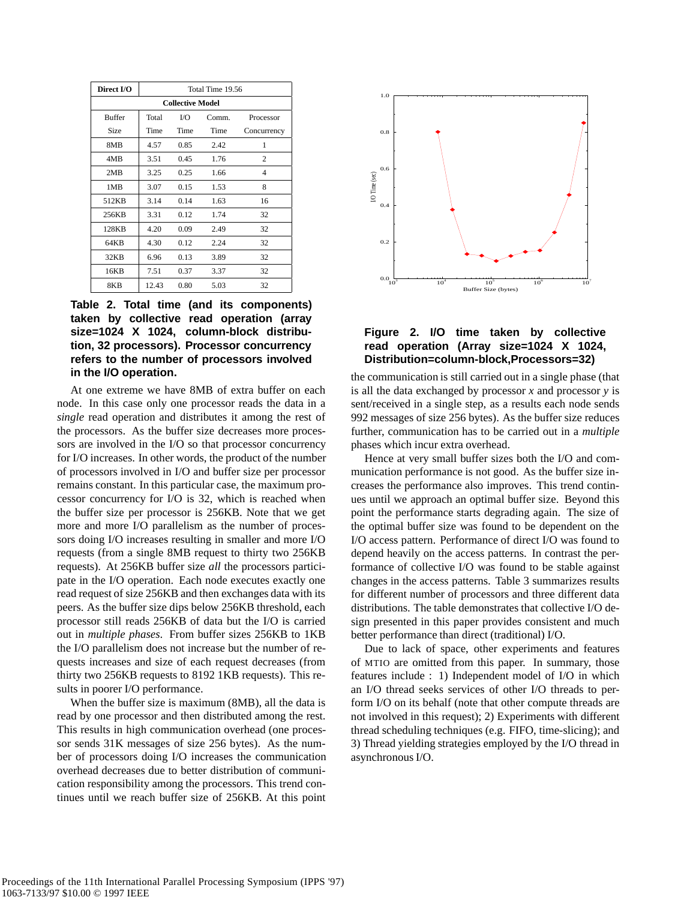| Direct I/O | Total Time 19.56 | | | |
|---|---|---|---|---|
| Collective Model | | | | |
| Buffer Size | Total Time | I/O Time | Comm. Time | Processor Concurrency |
| 8MB | 4.57 | 0.85 | 2.42 | 1 |
| 4MB | 3.51 | 0.45 | 1.76 | 2 |
| 2MB | 3.25 | 0.25 | 1.66 | 4 |
| 1MB | 3.07 | 0.15 | 1.53 | 8 |
| 512KB | 3.14 | 0.14 | 1.63 | 16 |
| 256KB | 3.31 | 0.12 | 1.74 | 32 |
| 128KB | 4.20 | 0.09 | 2.49 | 32 |
| 64KB | 4.30 | 0.12 | 2.24 | 32 |
| 32KB | 6.96 | 0.13 | 3.89 | 32 |
| 16KB | 7.51 | 0.37 | 3.37 | 32 |
| 8KB | 12.43 | 0.80 | 5.03 | 32 |

**Table 2. Total time (and its components) taken by collective read operation (array size=1024 X 1024, column-block distribution, 32 processors). Processor concurrency refers to the number of processors involved in the I/O operation.**

At one extreme we have 8MB of extra buffer on each node. In this case only one processor reads the data in a *single* read operation and distributes it among the rest of the processors. As the buffer size decreases more processors are involved in the I/O so that processor concurrency for I/O increases. In other words, the product of the number of processors involved in I/O and buffer size per processor remains constant. In this particular case, the maximum processor concurrency for I/O is 32, which is reached when the buffer size per processor is 256KB. Note that we get more and more I/O parallelism as the number of processors doing I/O increases resulting in smaller and more I/O requests (from a single 8MB request to thirty two 256KB requests). At 256KB buffer size *all* the processors participate in the I/O operation. Each node executes exactly one read request of size 256KB and then exchanges data with its peers. As the buffer size dips below 256KB threshold, each processor still reads 256KB of data but the I/O is carried out in *multiple phases*. From buffer sizes 256KB to 1KB the I/O parallelism does not increase but the number of requests increases and size of each request decreases (from thirty two 256KB requests to 8192 1KB requests). This results in poorer I/O performance.

When the buffer size is maximum (8MB), all the data is read by one processor and then distributed among the rest. This results in high communication overhead (one processor sends 31K messages of size 256 bytes). As the number of processors doing I/O increases the communication overhead decreases due to better distribution of communication responsibility among the processors. This trend continues until we reach buffer size of 256KB. At this point the communication is still carried out in a single phase (that is all the data exchanged by processor $x$ and processor $y$ is sent/received in a single step, as a results each node sends 992 messages of size 256 bytes). As the buffer size reduces further, communication has to be carried out in a *multiple* phases which incur extra overhead.

**Figure 2. I/O time taken by collective read operation (Array size=1024 X 1024, Distribution=column-block,Processors=32)**

Hence at very small buffer sizes both the I/O and communication performance is not good. As the buffer size increases the performance also improves. This trend continues until we approach an optimal buffer size. Beyond this point the performance starts degrading again. The size of the optimal buffer size was found to be dependent on the I/O access pattern. Performance of direct I/O was found to depend heavily on the access patterns. In contrast the performance of collective I/O was found to be stable against changes in the access patterns. Table 3 summarizes results for different number of processors and three different data distributions. The table demonstrates that collective I/O design presented in this paper provides consistent and much better performance than direct (traditional) I/O.

Due to lack of space, other experiments and features of MTIO are omitted from this paper. In summary, those features include : 1) Independent model of I/O in which an I/O thread seeks services of other I/O threads to perform I/O on its behalf (note that other compute threads are not involved in this request); 2) Experiments with different thread scheduling techniques (e.g. FIFO, time-slicing); and 3) Thread yielding strategies employed by the I/O thread in asynchronous I/O.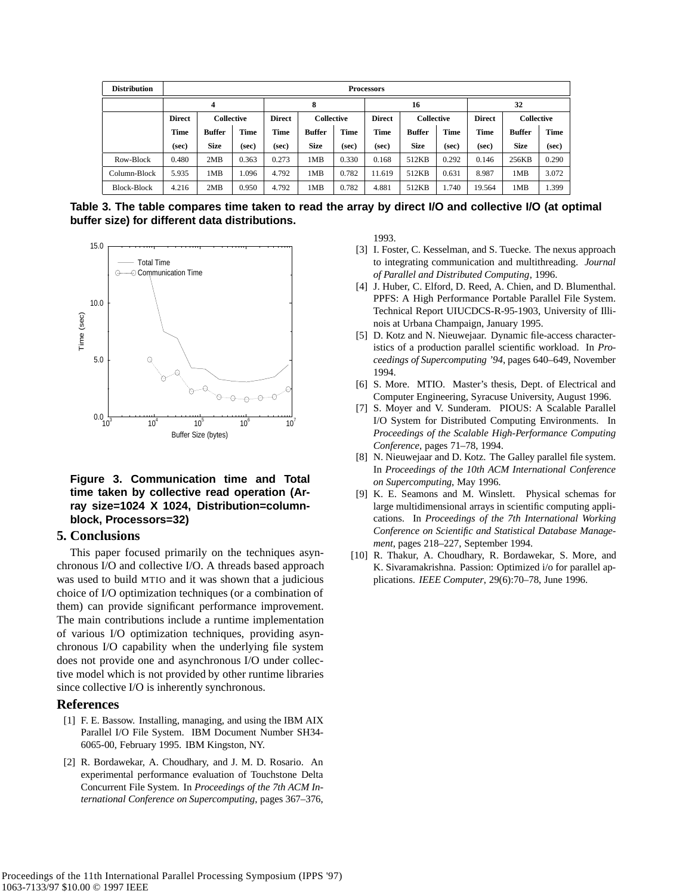| Distribution | Processors | | | | | | | | | | | |
|---|---|---|---|---|---|---|---|---|---|---|---|---|
| | 4 | | | 8 | | | 16 | | | 32 | | |
| | Direct | Collective | | Direct | Collective | | Direct | Collective | | Direct | Collective | |
| | Time (sec) | Buffer Size | Time (sec) | Time (sec) | Buffer Size | Time (sec) | Time (sec) | Buffer Size | Time (sec) | Time (sec) | Buffer Size | Time (sec) |
| Row-Block | 0.480 | 2MB | 0.363 | 0.273 | 1MB | 0.330 | 0.168 | 512KB | 0.292 | 0.146 | 256KB | 0.290 |
| Column-Block | 5.935 | 1MB | 1.096 | 4.792 | 1MB | 0.782 | 11.619 | 512KB | 0.631 | 8.987 | 1MB | 3.072 |
| Block-Block | 4.216 | 2MB | 0.950 | 4.792 | 1MB | 0.782 | 4.881 | 512KB | 1.740 | 19.564 | 1MB | 1.399 |

**Table 3. The table compares time taken to read the array by direct I/O and collective I/O (at optimal buffer size) for different data distributions.**

15.0
10.0
5.0
0.0
Time (sec)
Total Time
Communication Time
$10^3$
$10^4$
$10^5$
$10^6$
$10^7$
Buffer Size (bytes)

**Figure 3. Communication time and Total time taken by collective read operation (Array size=1024 X 1024, Distribution=column-block, Processors=32)**

## 5. Conclusions

This paper focused primarily on the techniques asynchronous I/O and collective I/O. A threads based approach was used to build MTIO and it was shown that a judicious choice of I/O optimization techniques (or a combination of them) can provide significant performance improvement. The main contributions include a runtime implementation of various I/O optimization techniques, providing asynchronous I/O capability when the underlying file system does not provide one and asynchronous I/O under collective model which is not provided by other runtime libraries since collective I/O is inherently synchronous.

## References

[1] F. E. Bassow. Installing, managing, and using the IBM AIX Parallel I/O File System. IBM Document Number SH34-6065-00, February 1995. IBM Kingston, NY.

[2] R. Bordawekar, A. Choudhary, and J. M. D. Rosario. An experimental performance evaluation of Touchstone Delta Concurrent File System. In *Proceedings of the 7th ACM International Conference on Supercomputing*, pages 367–376, 1993.

[3] I. Foster, C. Kesselman, and S. Tuecke. The nexus approach to integrating communication and multithreading. *Journal of Parallel and Distributed Computing*, 1996.

[4] J. Huber, C. Elford, D. Reed, A. Chien, and D. Blumenthal. PPFS: A High Performance Portable Parallel File System. Technical Report UIUCDCS-R-95-1903, University of Illinois at Urbana Champaign, January 1995.

[5] D. Kotz and N. Nieuwejaar. Dynamic file-access characteristics of a production parallel scientific workload. In *Proceedings of Supercomputing '94*, pages 640–649, November 1994.

[6] S. More. MTIO. Master's thesis, Dept. of Electrical and Computer Engineering, Syracuse University, August 1996.

[7] S. Moyer and V. Sunderam. PIOUS: A Scalable Parallel I/O System for Distributed Computing Environments. In *Proceedings of the Scalable High-Performance Computing Conference*, pages 71–78, 1994.

[8] N. Nieuwejaar and D. Kotz. The Galley parallel file system. In *Proceedings of the 10th ACM International Conference on Supercomputing*, May 1996.

[9] K. E. Seamons and M. Winslett. Physical schemas for large multidimensional arrays in scientific computing applications. In *Proceedings of the 7th International Working Conference on Scientific and Statistical Database Management*, pages 218–227, September 1994.

[10] R. Thakur, A. Choudhary, R. Bordawekar, S. More, and K. Sivaramakrishna. Passion: Optimized i/o for parallel applications. *IEEE Computer*, 29(6):70–78, June 1996.